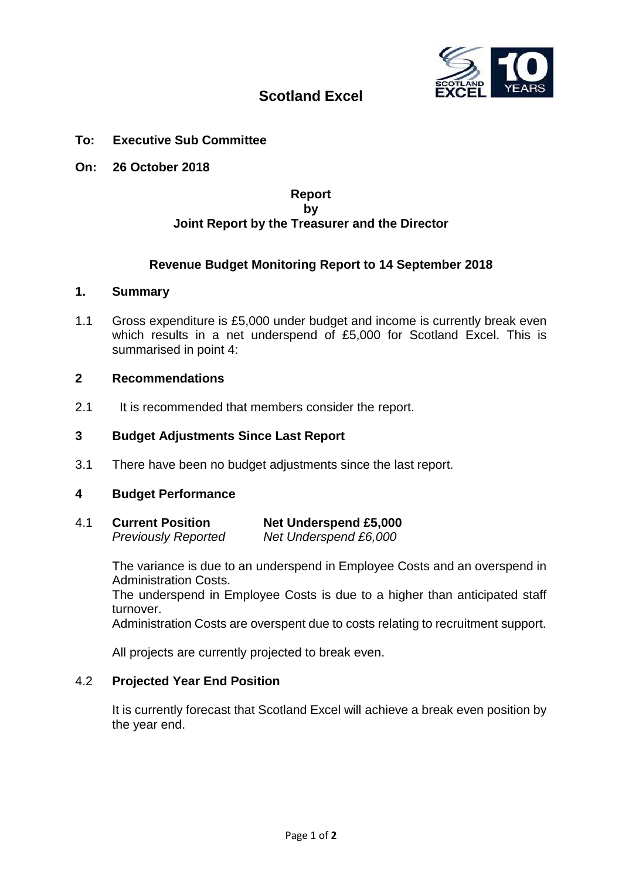# Scotland Excel

**To: Executive Sub Committee**

**On: 26 October 2018**

**Report**
**by**
**Joint Report by the Treasurer and the Director**

## Revenue Budget Monitoring Report to 14 September 2018

### 1. Summary

1.1 Gross expenditure is £5,000 under budget and income is currently break even which results in a net underspend of £5,000 for Scotland Excel. This is summarised in point 4:

### 2 Recommendations

2.1 It is recommended that members consider the report.

### 3 Budget Adjustments Since Last Report

3.1 There have been no budget adjustments since the last report.

### 4 Budget Performance

4.1 **Current Position** — **Net Underspend £5,000**
*Previously Reported* — *Net Underspend £6,000*

The variance is due to an underspend in Employee Costs and an overspend in Administration Costs.
The underspend in Employee Costs is due to a higher than anticipated staff turnover.
Administration Costs are overspent due to costs relating to recruitment support.

All projects are currently projected to break even.

4.2 **Projected Year End Position**

It is currently forecast that Scotland Excel will achieve a break even position by the year end.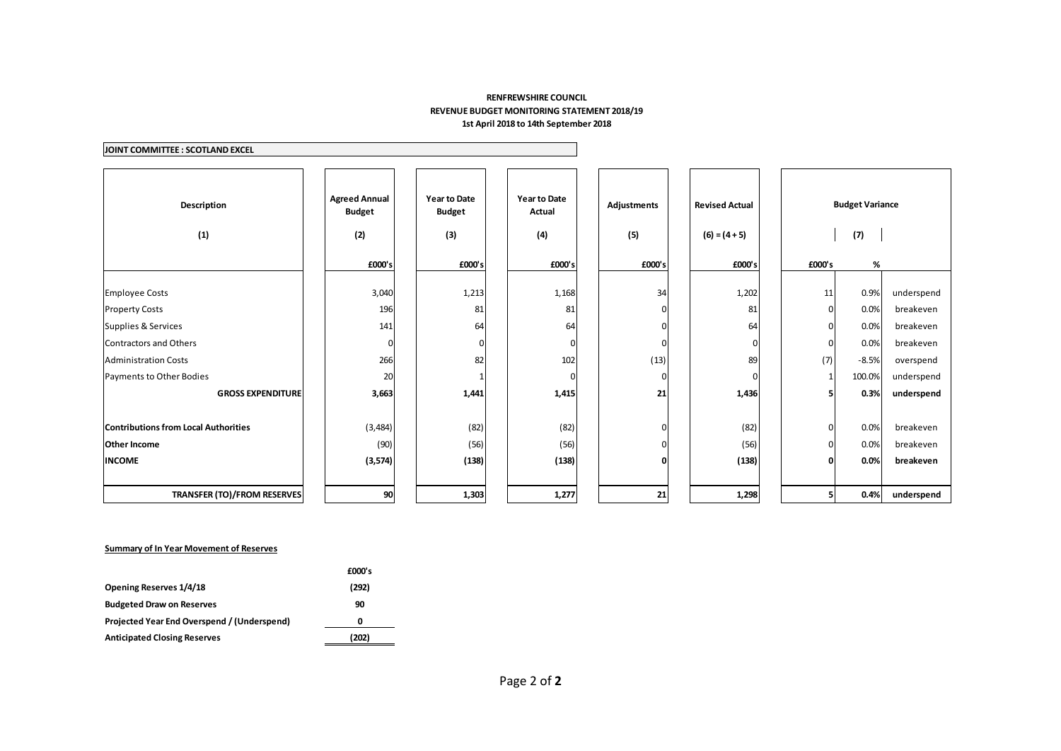**RENFREWSHIRE COUNCIL**
**REVENUE BUDGET MONITORING STATEMENT 2018/19**
**1st April 2018 to 14th September 2018**

**JOINT COMMITTEE : SCOTLAND EXCEL**

| Description | Agreed Annual Budget | Year to Date Budget | Year to Date Actual | Adjustments | Revised Actual | Budget Variance | | |
|---|---|---|---|---|---|---|---|---|
| (1) | (2) | (3) | (4) | (5) | (6) = (4 + 5) | (7) | | |
| | £000's | £000's | £000's | £000's | £000's | £000's | % | |
| Employee Costs | 3,040 | 1,213 | 1,168 | 34 | 1,202 | 11 | 0.9% | underspend |
| Property Costs | 196 | 81 | 81 | 0 | 81 | 0 | 0.0% | breakeven |
| Supplies & Services | 141 | 64 | 64 | 0 | 64 | 0 | 0.0% | breakeven |
| Contractors and Others | 0 | 0 | 0 | 0 | 0 | 0 | 0.0% | breakeven |
| Administration Costs | 266 | 82 | 102 | (13) | 89 | (7) | -8.5% | overspend |
| Payments to Other Bodies | 20 | 1 | 0 | 0 | 0 | 1 | 100.0% | underspend |
| **GROSS EXPENDITURE** | **3,663** | **1,441** | **1,415** | **21** | **1,436** | **5** | **0.3%** | **underspend** |
| **Contributions from Local Authorities** | (3,484) | (82) | (82) | 0 | (82) | 0 | 0.0% | breakeven |
| **Other Income** | (90) | (56) | (56) | 0 | (56) | 0 | 0.0% | breakeven |
| **INCOME** | **(3,574)** | **(138)** | **(138)** | **0** | **(138)** | **0** | **0.0%** | **breakeven** |
| **TRANSFER (TO)/FROM RESERVES** | **90** | **1,303** | **1,277** | **21** | **1,298** | **5** | **0.4%** | **underspend** |

**Summary of In Year Movement of Reserves**

| | £000's |
|---|---|
| **Opening Reserves 1/4/18** | **(292)** |
| **Budgeted Draw on Reserves** | **90** |
| **Projected Year End Overspend / (Underspend)** | **0** |
| **Anticipated Closing Reserves** | **(202)** |